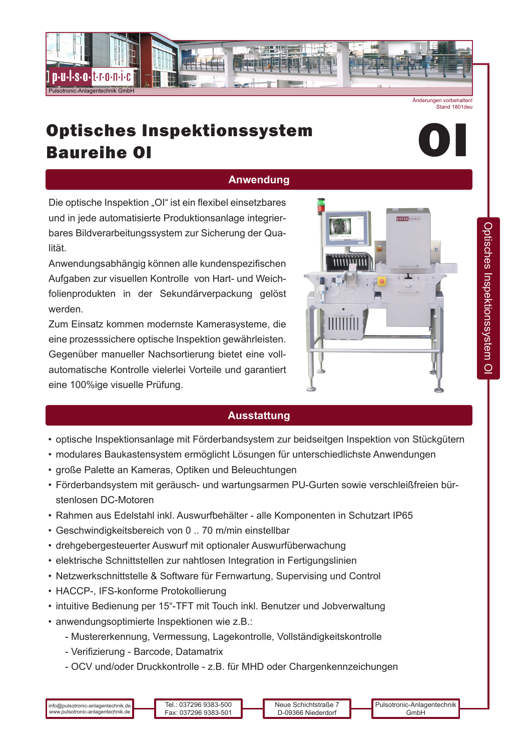Pulsotronic-Anlagentechnik GmbH

Änderungen vorbehalten!
Stand 1801deu

# Optisches Inspektionssystem Baureihe OI

# OI

## Anwendung

Die optische Inspektion „OI" ist ein flexibel einsetzbares und in jede automatisierte Produktionsanlage integrierbares Bildverarbeitungssystem zur Sicherung der Qualität.

Anwendungsabhängig können alle kundenspezifischen Aufgaben zur visuellen Kontrolle von Hart- und Weichfolienprodukten in der Sekundärverpackung gelöst werden.

Zum Einsatz kommen modernste Kamerasysteme, die eine prozesssichere optische Inspektion gewährleisten. Gegenüber manueller Nachsortierung bietet eine vollautomatische Kontrolle vielerlei Vorteile und garantiert eine 100%ige visuelle Prüfung.

## Ausstattung

- optische Inspektionsanlage mit Förderbandsystem zur beidseitgen Inspektion von Stückgütern
- modulares Baukastensystem ermöglicht Lösungen für unterschiedlichste Anwendungen
- große Palette an Kameras, Optiken und Beleuchtungen
- Förderbandsystem mit geräusch- und wartungsarmen PU-Gurten sowie verschleißfreien bürstenlosen DC-Motoren
- Rahmen aus Edelstahl inkl. Auswurfbehälter - alle Komponenten in Schutzart IP65
- Geschwindigkeitsbereich von 0 .. 70 m/min einstellbar
- drehgebergesteuerter Auswurf mit optionaler Auswurfüberwachung
- elektrische Schnittstellen zur nahtlosen Integration in Fertigungslinien
- Netzwerkschnittstelle & Software für Fernwartung, Supervising und Control
- HACCP-, IFS-konforme Protokollierung
- intuitive Bedienung per 15"-TFT mit Touch inkl. Benutzer und Jobverwaltung
- anwendungsoptimierte Inspektionen wie z.B.:
  - Mustererkennung, Vermessung, Lagekontrolle, Vollständigkeitskontrolle
  - Verifizierung - Barcode, Datamatrix
  - OCV und/oder Druckkontrolle - z.B. für MHD oder Chargenkennzeichungen

info@pulsotronic-anlagentechnik.de
www.pulsotronic-anlagentechnik.de

Tel.: 037296 9383-500
Fax: 037296 9383-501

Neue Schichtstraße 7
D-09366 Niederdorf

Pulsotronic-Anlagentechnik GmbH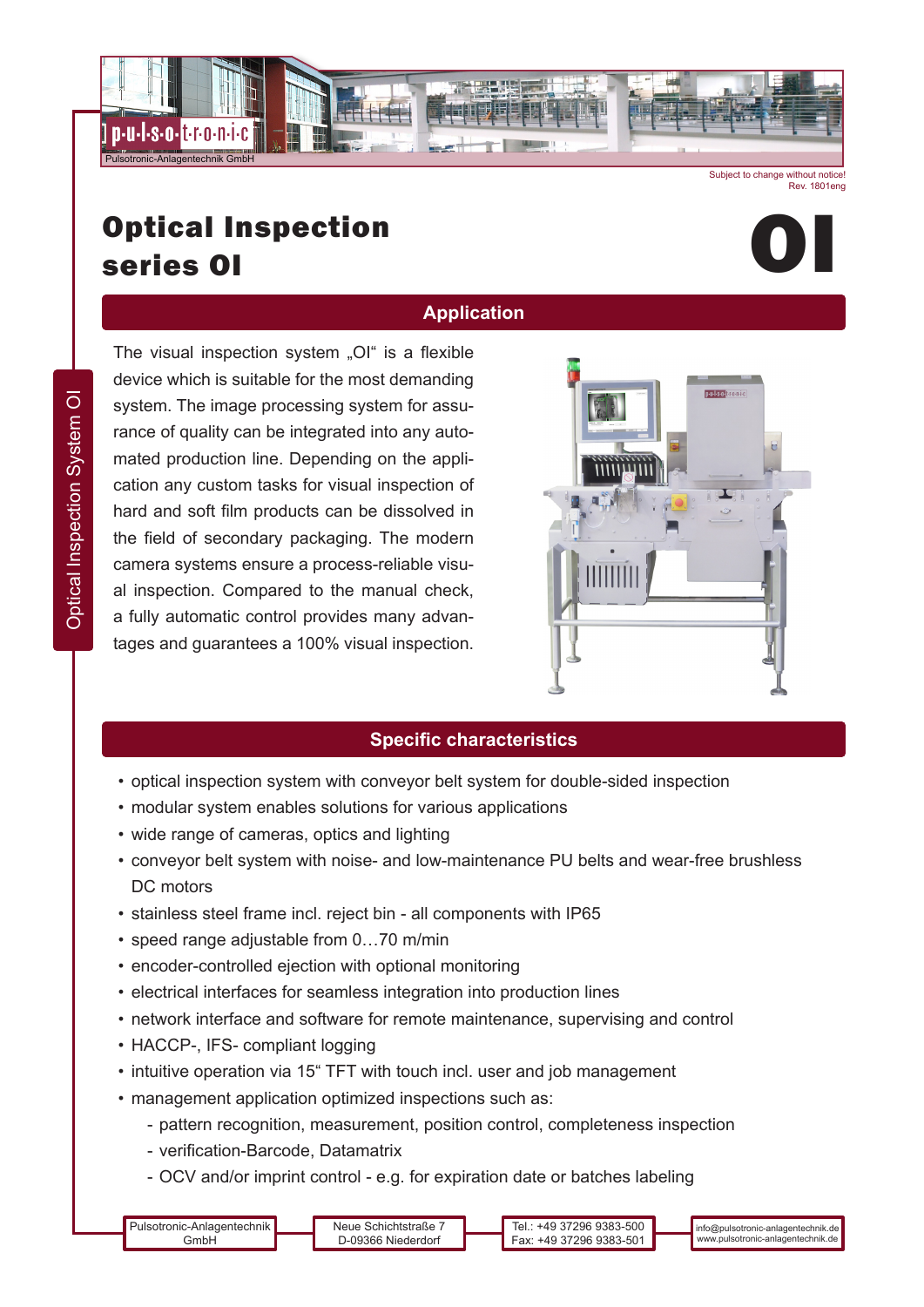Pulsotronic-Anlagentechnik GmbH

Subject to change without notice!
Rev. 1801eng

# Optical Inspection series OI

OI

Optical Inspection System OI

## Application

The visual inspection system „OI“ is a flexible device which is suitable for the most demanding system. The image processing system for assurance of quality can be integrated into any automated production line. Depending on the application any custom tasks for visual inspection of hard and soft film products can be dissolved in the field of secondary packaging. The modern camera systems ensure a process-reliable visual inspection. Compared to the manual check, a fully automatic control provides many advantages and guarantees a 100% visual inspection.

## Specific characteristics

- optical inspection system with conveyor belt system for double-sided inspection
- modular system enables solutions for various applications
- wide range of cameras, optics and lighting
- conveyor belt system with noise- and low-maintenance PU belts and wear-free brushless DC motors
- stainless steel frame incl. reject bin - all components with IP65
- speed range adjustable from 0…70 m/min
- encoder-controlled ejection with optional monitoring
- electrical interfaces for seamless integration into production lines
- network interface and software for remote maintenance, supervising and control
- HACCP-, IFS- compliant logging
- intuitive operation via 15“ TFT with touch incl. user and job management
- management application optimized inspections such as:
  - pattern recognition, measurement, position control, completeness inspection
  - verification-Barcode, Datamatrix
  - OCV and/or imprint control - e.g. for expiration date or batches labeling

Pulsotronic-Anlagentechnik GmbH | Neue Schichtstraße 7, D-09366 Niederdorf | Tel.: +49 37296 9383-500, Fax: +49 37296 9383-501 | info@pulsotronic-anlagentechnik.de, www.pulsotronic-anlagentechnik.de